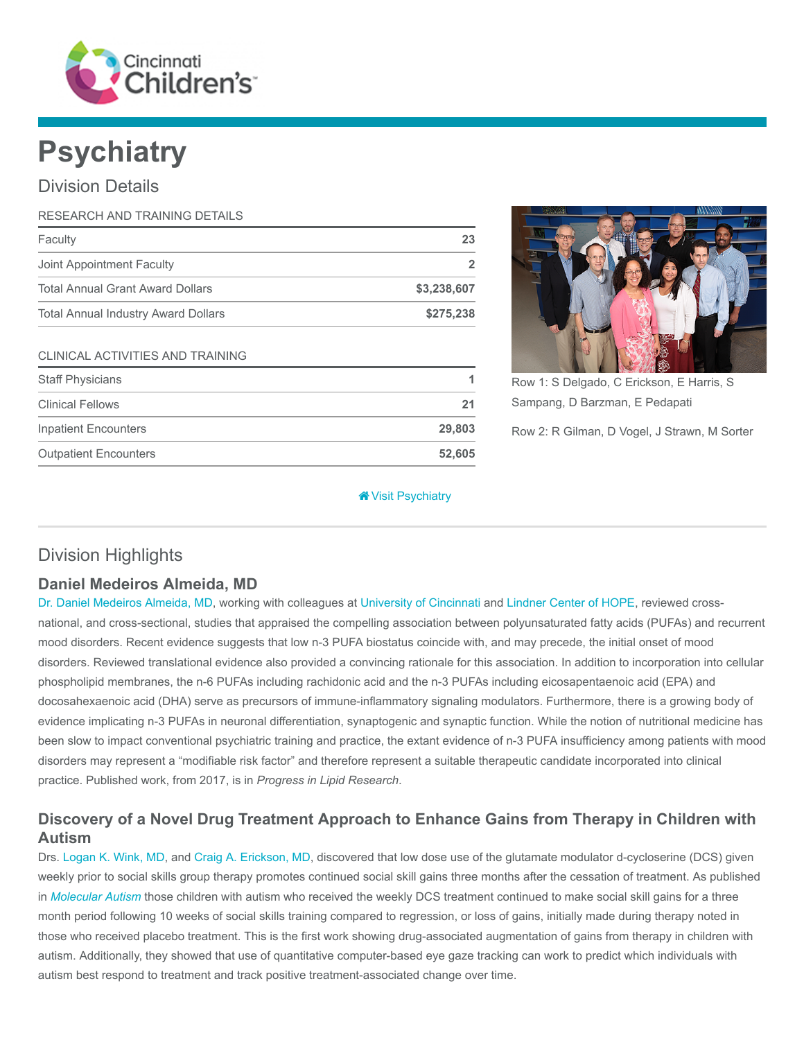# Psychiatry

## Division Details

| RESEARCH AND TRAINING DETAILS | |
|---|---|
| Faculty | 23 |
| Joint Appointment Faculty | 2 |
| Total Annual Grant Award Dollars | $3,238,607 |
| Total Annual Industry Award Dollars | $275,238 |

| CLINICAL ACTIVITIES AND TRAINING | |
|---|---|
| Staff Physicians | 1 |
| Clinical Fellows | 21 |
| Inpatient Encounters | 29,803 |
| Outpatient Encounters | 52,605 |

Row 1: S Delgado, C Erickson, E Harris, S Sampang, D Barzman, E Pedapati

Row 2: R Gilman, D Vogel, J Strawn, M Sorter

Visit Psychiatry

## Division Highlights

### Daniel Medeiros Almeida, MD

Dr. Daniel Medeiros Almeida, MD, working with colleagues at University of Cincinnati and Lindner Center of HOPE, reviewed cross-national, and cross-sectional, studies that appraised the compelling association between polyunsaturated fatty acids (PUFAs) and recurrent mood disorders. Recent evidence suggests that low n-3 PUFA biostatus coincide with, and may precede, the initial onset of mood disorders. Reviewed translational evidence also provided a convincing rationale for this association. In addition to incorporation into cellular phospholipid membranes, the n-6 PUFAs including rachidonic acid and the n-3 PUFAs including eicosapentaenoic acid (EPA) and docosahexaenoic acid (DHA) serve as precursors of immune-inflammatory signaling modulators. Furthermore, there is a growing body of evidence implicating n-3 PUFAs in neuronal differentiation, synaptogenic and synaptic function. While the notion of nutritional medicine has been slow to impact conventional psychiatric training and practice, the extant evidence of n-3 PUFA insufficiency among patients with mood disorders may represent a "modifiable risk factor" and therefore represent a suitable therapeutic candidate incorporated into clinical practice. Published work, from 2017, is in *Progress in Lipid Research*.

### Discovery of a Novel Drug Treatment Approach to Enhance Gains from Therapy in Children with Autism

Drs. Logan K. Wink, MD, and Craig A. Erickson, MD, discovered that low dose use of the glutamate modulator d-cycloserine (DCS) given weekly prior to social skills group therapy promotes continued social skill gains three months after the cessation of treatment. As published in *Molecular Autism* those children with autism who received the weekly DCS treatment continued to make social skill gains for a three month period following 10 weeks of social skills training compared to regression, or loss of gains, initially made during therapy noted in those who received placebo treatment. This is the first work showing drug-associated augmentation of gains from therapy in children with autism. Additionally, they showed that use of quantitative computer-based eye gaze tracking can work to predict which individuals with autism best respond to treatment and track positive treatment-associated change over time.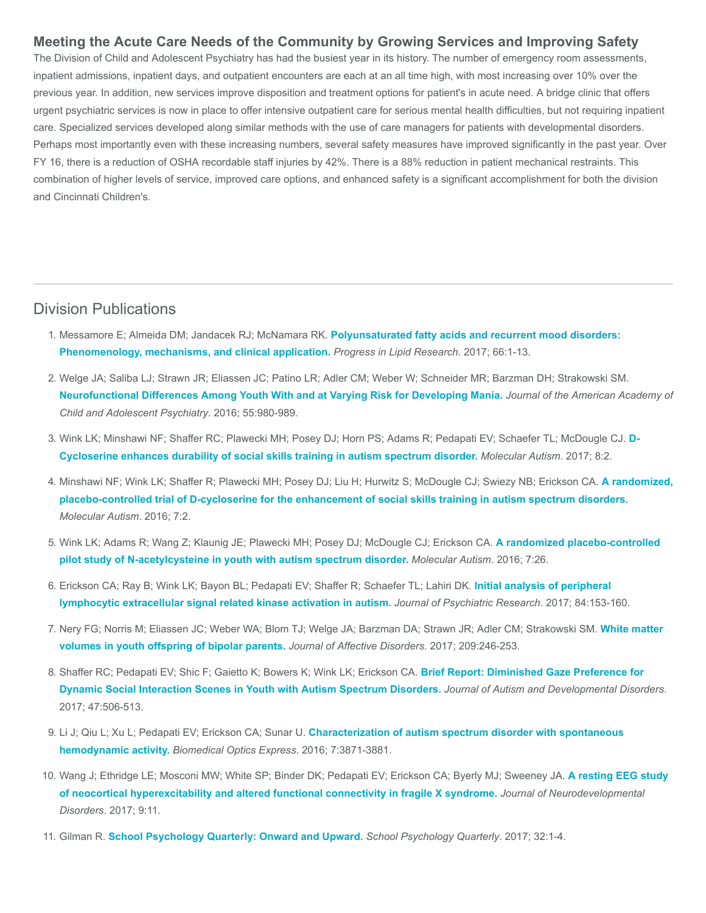## Meeting the Acute Care Needs of the Community by Growing Services and Improving Safety

The Division of Child and Adolescent Psychiatry has had the busiest year in its history. The number of emergency room assessments, inpatient admissions, inpatient days, and outpatient encounters are each at an all time high, with most increasing over 10% over the previous year. In addition, new services improve disposition and treatment options for patient's in acute need. A bridge clinic that offers urgent psychiatric services is now in place to offer intensive outpatient care for serious mental health difficulties, but not requiring inpatient care. Specialized services developed along similar methods with the use of care managers for patients with developmental disorders. Perhaps most importantly even with these increasing numbers, several safety measures have improved significantly in the past year. Over FY 16, there is a reduction of OSHA recordable staff injuries by 42%. There is a 88% reduction in patient mechanical restraints. This combination of higher levels of service, improved care options, and enhanced safety is a significant accomplishment for both the division and Cincinnati Children's.

## Division Publications

1. Messamore E; Almeida DM; Jandacek RJ; McNamara RK. **Polyunsaturated fatty acids and recurrent mood disorders: Phenomenology, mechanisms, and clinical application.** *Progress in Lipid Research*. 2017; 66:1-13.
2. Welge JA; Saliba LJ; Strawn JR; Eliassen JC; Patino LR; Adler CM; Weber W; Schneider MR; Barzman DH; Strakowski SM. **Neurofunctional Differences Among Youth With and at Varying Risk for Developing Mania.** *Journal of the American Academy of Child and Adolescent Psychiatry*. 2016; 55:980-989.
3. Wink LK; Minshawi NF; Shaffer RC; Plawecki MH; Posey DJ; Horn PS; Adams R; Pedapati EV; Schaefer TL; McDougle CJ. **D-Cycloserine enhances durability of social skills training in autism spectrum disorder.** *Molecular Autism*. 2017; 8:2.
4. Minshawi NF; Wink LK; Shaffer R; Plawecki MH; Posey DJ; Liu H; Hurwitz S; McDougle CJ; Swiezy NB; Erickson CA. **A randomized, placebo-controlled trial of D-cycloserine for the enhancement of social skills training in autism spectrum disorders.** *Molecular Autism*. 2016; 7:2.
5. Wink LK; Adams R; Wang Z; Klaunig JE; Plawecki MH; Posey DJ; McDougle CJ; Erickson CA. **A randomized placebo-controlled pilot study of N-acetylcysteine in youth with autism spectrum disorder.** *Molecular Autism*. 2016; 7:26.
6. Erickson CA; Ray B; Wink LK; Bayon BL; Pedapati EV; Shaffer R; Schaefer TL; Lahiri DK. **Initial analysis of peripheral lymphocytic extracellular signal related kinase activation in autism.** *Journal of Psychiatric Research*. 2017; 84:153-160.
7. Nery FG; Norris M; Eliassen JC; Weber WA; Blom TJ; Welge JA; Barzman DA; Strawn JR; Adler CM; Strakowski SM. **White matter volumes in youth offspring of bipolar parents.** *Journal of Affective Disorders*. 2017; 209:246-253.
8. Shaffer RC; Pedapati EV; Shic F; Gaietto K; Bowers K; Wink LK; Erickson CA. **Brief Report: Diminished Gaze Preference for Dynamic Social Interaction Scenes in Youth with Autism Spectrum Disorders.** *Journal of Autism and Developmental Disorders*. 2017; 47:506-513.
9. Li J; Qiu L; Xu L; Pedapati EV; Erickson CA; Sunar U. **Characterization of autism spectrum disorder with spontaneous hemodynamic activity.** *Biomedical Optics Express*. 2016; 7:3871-3881.
10. Wang J; Ethridge LE; Mosconi MW; White SP; Binder DK; Pedapati EV; Erickson CA; Byerly MJ; Sweeney JA. **A resting EEG study of neocortical hyperexcitability and altered functional connectivity in fragile X syndrome.** *Journal of Neurodevelopmental Disorders*. 2017; 9:11.
11. Gilman R. **School Psychology Quarterly: Onward and Upward.** *School Psychology Quarterly*. 2017; 32:1-4.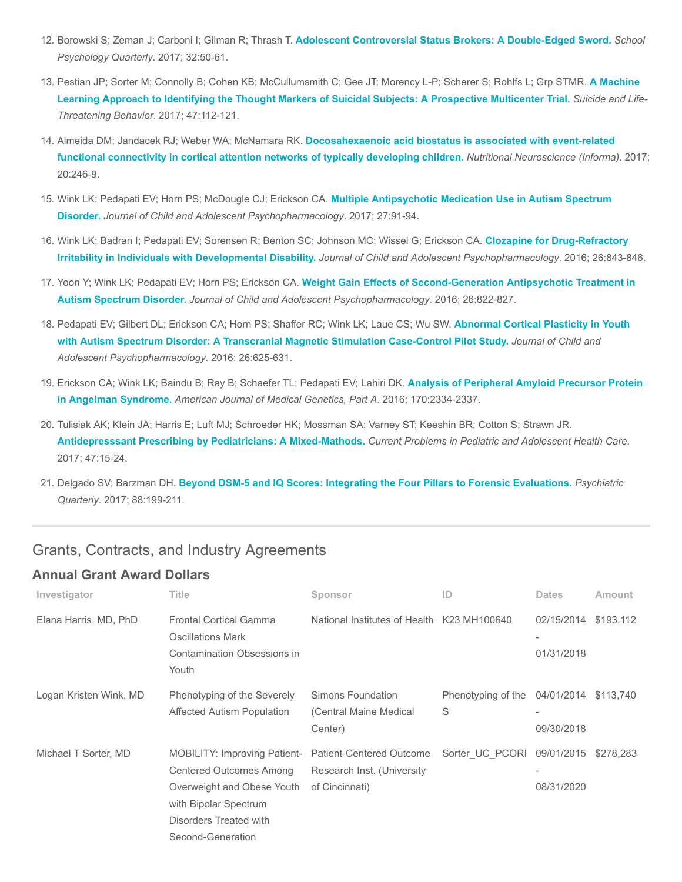12. Borowski S; Zeman J; Carboni I; Gilman R; Thrash T. **Adolescent Controversial Status Brokers: A Double-Edged Sword.** *School Psychology Quarterly*. 2017; 32:50-61.

13. Pestian JP; Sorter M; Connolly B; Cohen KB; McCullumsmith C; Gee JT; Morency L-P; Scherer S; Rohlfs L; Grp STMR. **A Machine Learning Approach to Identifying the Thought Markers of Suicidal Subjects: A Prospective Multicenter Trial.** *Suicide and Life-Threatening Behavior*. 2017; 47:112-121.

14. Almeida DM; Jandacek RJ; Weber WA; McNamara RK. **Docosahexaenoic acid biostatus is associated with event-related functional connectivity in cortical attention networks of typically developing children.** *Nutritional Neuroscience (Informa)*. 2017; 20:246-9.

15. Wink LK; Pedapati EV; Horn PS; McDougle CJ; Erickson CA. **Multiple Antipsychotic Medication Use in Autism Spectrum Disorder.** *Journal of Child and Adolescent Psychopharmacology*. 2017; 27:91-94.

16. Wink LK; Badran I; Pedapati EV; Sorensen R; Benton SC; Johnson MC; Wissel G; Erickson CA. **Clozapine for Drug-Refractory Irritability in Individuals with Developmental Disability.** *Journal of Child and Adolescent Psychopharmacology*. 2016; 26:843-846.

17. Yoon Y; Wink LK; Pedapati EV; Horn PS; Erickson CA. **Weight Gain Effects of Second-Generation Antipsychotic Treatment in Autism Spectrum Disorder.** *Journal of Child and Adolescent Psychopharmacology*. 2016; 26:822-827.

18. Pedapati EV; Gilbert DL; Erickson CA; Horn PS; Shaffer RC; Wink LK; Laue CS; Wu SW. **Abnormal Cortical Plasticity in Youth with Autism Spectrum Disorder: A Transcranial Magnetic Stimulation Case-Control Pilot Study.** *Journal of Child and Adolescent Psychopharmacology*. 2016; 26:625-631.

19. Erickson CA; Wink LK; Baindu B; Ray B; Schaefer TL; Pedapati EV; Lahiri DK. **Analysis of Peripheral Amyloid Precursor Protein in Angelman Syndrome.** *American Journal of Medical Genetics, Part A*. 2016; 170:2334-2337.

20. Tulisiak AK; Klein JA; Harris E; Luft MJ; Schroeder HK; Mossman SA; Varney ST; Keeshin BR; Cotton S; Strawn JR. **Antidepresssant Prescribing by Pediatricians: A Mixed-Mathods.** *Current Problems in Pediatric and Adolescent Health Care*. 2017; 47:15-24.

21. Delgado SV; Barzman DH. **Beyond DSM-5 and IQ Scores: Integrating the Four Pillars to Forensic Evaluations.** *Psychiatric Quarterly*. 2017; 88:199-211.

## Grants, Contracts, and Industry Agreements

### Annual Grant Award Dollars

| Investigator | Title | Sponsor | ID | Dates | Amount |
| --- | --- | --- | --- | --- | --- |
| Elana Harris, MD, PhD | Frontal Cortical Gamma Oscillations Mark Contamination Obsessions in Youth | National Institutes of Health | K23 MH100640 | 02/15/2014 - 01/31/2018 | $193,112 |
| Logan Kristen Wink, MD | Phenotyping of the Severely Affected Autism Population | Simons Foundation (Central Maine Medical Center) | Phenotyping of the S | 04/01/2014 - 09/30/2018 | $113,740 |
| Michael T Sorter, MD | MOBILITY: Improving Patient-Centered Outcomes Among Overweight and Obese Youth with Bipolar Spectrum Disorders Treated with Second-Generation | Patient-Centered Outcome Research Inst. (University of Cincinnati) | Sorter_UC_PCORI | 09/01/2015 - 08/31/2020 | $278,283 |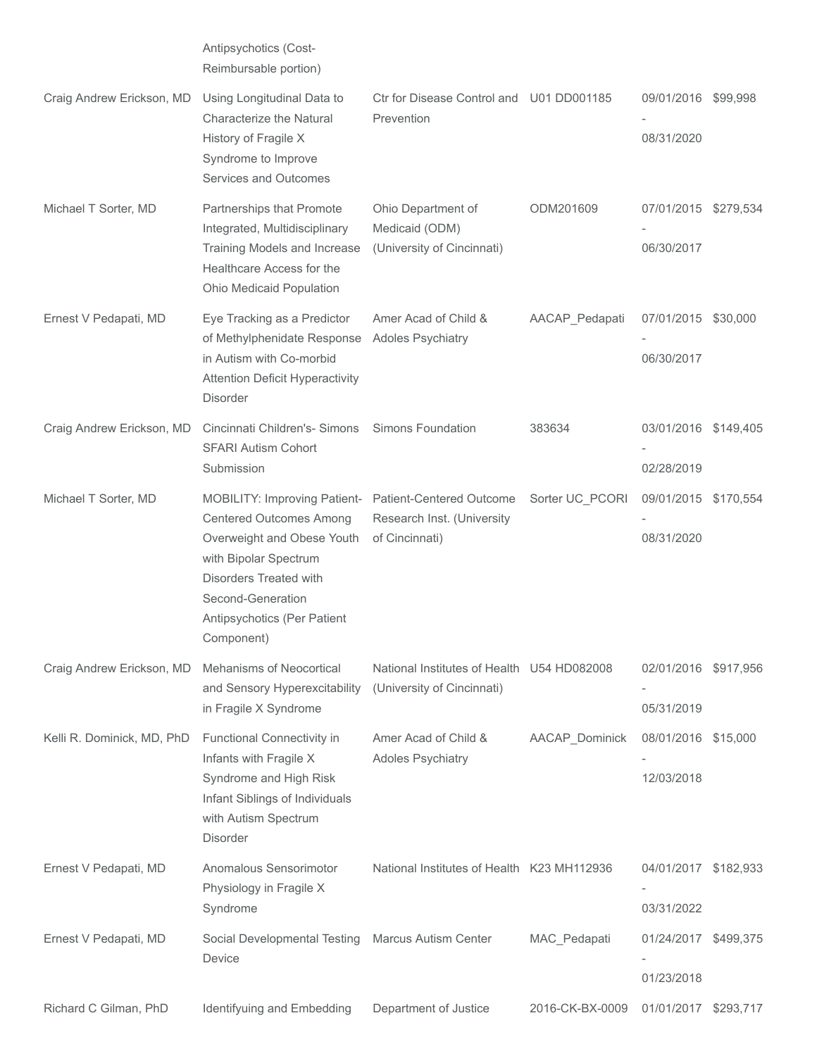| | | | | | |
|---|---|---|---|---|---|
| | Antipsychotics (Cost-Reimbursable portion) | | | | |
| Craig Andrew Erickson, MD | Using Longitudinal Data to Characterize the Natural History of Fragile X Syndrome to Improve Services and Outcomes | Ctr for Disease Control and Prevention | U01 DD001185 | 09/01/2016 - 08/31/2020 | $99,998 |
| Michael T Sorter, MD | Partnerships that Promote Integrated, Multidisciplinary Training Models and Increase Healthcare Access for the Ohio Medicaid Population | Ohio Department of Medicaid (ODM) (University of Cincinnati) | ODM201609 | 07/01/2015 - 06/30/2017 | $279,534 |
| Ernest V Pedapati, MD | Eye Tracking as a Predictor of Methylphenidate Response in Autism with Co-morbid Attention Deficit Hyperactivity Disorder | Amer Acad of Child & Adoles Psychiatry | AACAP_Pedapati | 07/01/2015 - 06/30/2017 | $30,000 |
| Craig Andrew Erickson, MD | Cincinnati Children's- Simons SFARI Autism Cohort Submission | Simons Foundation | 383634 | 03/01/2016 - 02/28/2019 | $149,405 |
| Michael T Sorter, MD | MOBILITY: Improving Patient-Centered Outcomes Among Overweight and Obese Youth with Bipolar Spectrum Disorders Treated with Second-Generation Antipsychotics (Per Patient Component) | Patient-Centered Outcome Research Inst. (University of Cincinnati) | Sorter UC_PCORI | 09/01/2015 - 08/31/2020 | $170,554 |
| Craig Andrew Erickson, MD | Mehanisms of Neocortical and Sensory Hyperexcitability in Fragile X Syndrome | National Institutes of Health (University of Cincinnati) | U54 HD082008 | 02/01/2016 - 05/31/2019 | $917,956 |
| Kelli R. Dominick, MD, PhD | Functional Connectivity in Infants with Fragile X Syndrome and High Risk Infant Siblings of Individuals with Autism Spectrum Disorder | Amer Acad of Child & Adoles Psychiatry | AACAP_Dominick | 08/01/2016 - 12/03/2018 | $15,000 |
| Ernest V Pedapati, MD | Anomalous Sensorimotor Physiology in Fragile X Syndrome | National Institutes of Health | K23 MH112936 | 04/01/2017 - 03/31/2022 | $182,933 |
| Ernest V Pedapati, MD | Social Developmental Testing Device | Marcus Autism Center | MAC_Pedapati | 01/24/2017 - 01/23/2018 | $499,375 |
| Richard C Gilman, PhD | Identifyuing and Embedding | Department of Justice | 2016-CK-BX-0009 | 01/01/2017 | $293,717 |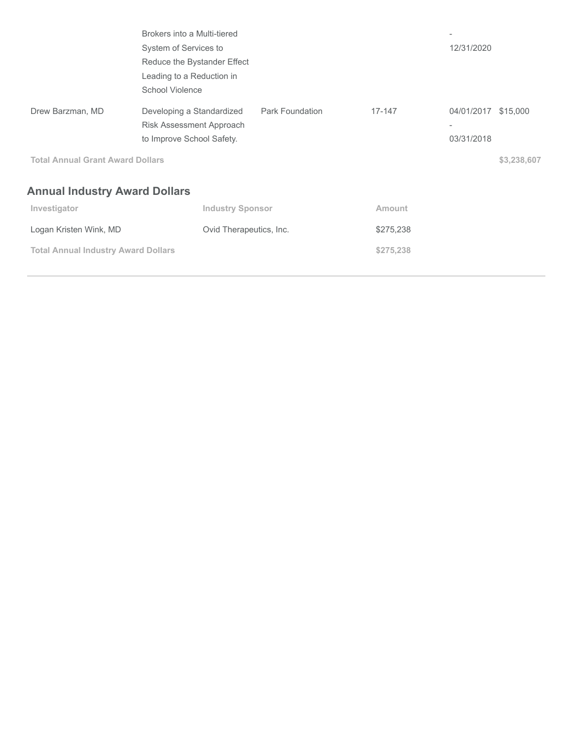| | | | | | |
|---|---|---|---|---|---|
| | Brokers into a Multi-tiered System of Services to Reduce the Bystander Effect Leading to a Reduction in School Violence | | | - 12/31/2020 | |
| Drew Barzman, MD | Developing a Standardized Risk Assessment Approach to Improve School Safety. | Park Foundation | 17-147 | 04/01/2017 - 03/31/2018 | $15,000 |
| **Total Annual Grant Award Dollars** | | | | | **$3,238,607** |

## Annual Industry Award Dollars

| Investigator | Industry Sponsor | Amount |
|---|---|---|
| Logan Kristen Wink, MD | Ovid Therapeutics, Inc. | $275,238 |
| **Total Annual Industry Award Dollars** | | **$275,238** |